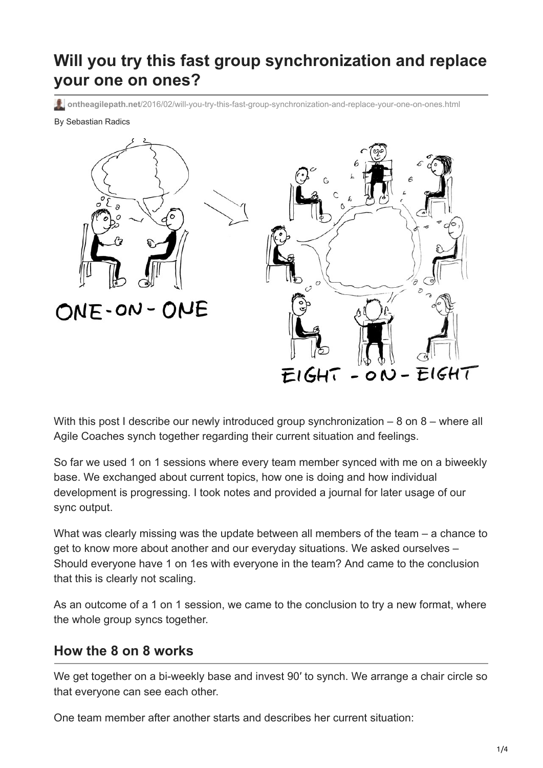# Will you try this fast group synchronization and replace your one on ones?

ontheagilepath.net/2016/02/will-you-try-this-fast-group-synchronization-and-replace-your-one-on-ones.html

By Sebastian Radics

With this post I describe our newly introduced group synchronization – 8 on 8 – where all Agile Coaches synch together regarding their current situation and feelings.

So far we used 1 on 1 sessions where every team member synced with me on a biweekly base. We exchanged about current topics, how one is doing and how individual development is progressing. I took notes and provided a journal for later usage of our sync output.

What was clearly missing was the update between all members of the team – a chance to get to know more about another and our everyday situations. We asked ourselves – Should everyone have 1 on 1es with everyone in the team? And came to the conclusion that this is clearly not scaling.

As an outcome of a 1 on 1 session, we came to the conclusion to try a new format, where the whole group syncs together.

## How the 8 on 8 works

We get together on a bi-weekly base and invest 90′ to synch. We arrange a chair circle so that everyone can see each other.

One team member after another starts and describes her current situation: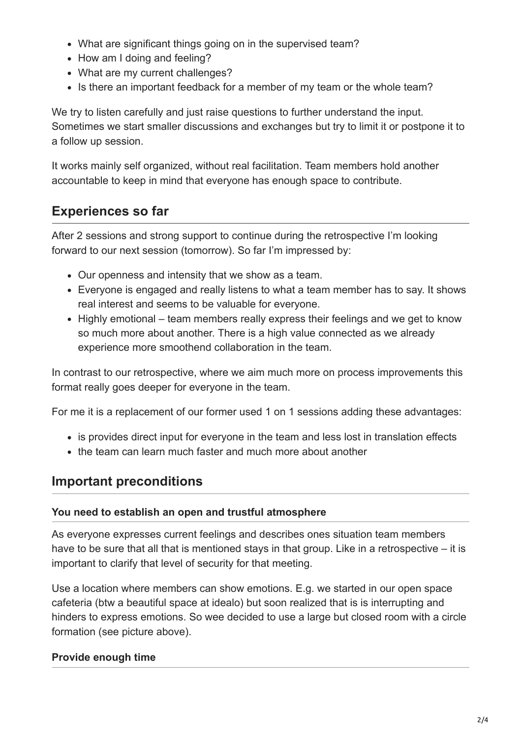- What are significant things going on in the supervised team?
- How am I doing and feeling?
- What are my current challenges?
- Is there an important feedback for a member of my team or the whole team?

We try to listen carefully and just raise questions to further understand the input. Sometimes we start smaller discussions and exchanges but try to limit it or postpone it to a follow up session.

It works mainly self organized, without real facilitation. Team members hold another accountable to keep in mind that everyone has enough space to contribute.

## Experiences so far

After 2 sessions and strong support to continue during the retrospective I'm looking forward to our next session (tomorrow). So far I'm impressed by:

- Our openness and intensity that we show as a team.
- Everyone is engaged and really listens to what a team member has to say. It shows real interest and seems to be valuable for everyone.
- Highly emotional – team members really express their feelings and we get to know so much more about another. There is a high value connected as we already experience more smoothend collaboration in the team.

In contrast to our retrospective, where we aim much more on process improvements this format really goes deeper for everyone in the team.

For me it is a replacement of our former used 1 on 1 sessions adding these advantages:

- is provides direct input for everyone in the team and less lost in translation effects
- the team can learn much faster and much more about another

## Important preconditions

### You need to establish an open and trustful atmosphere

As everyone expresses current feelings and describes ones situation team members have to be sure that all that is mentioned stays in that group. Like in a retrospective – it is important to clarify that level of security for that meeting.

Use a location where members can show emotions. E.g. we started in our open space cafeteria (btw a beautiful space at idealo) but soon realized that is is interrupting and hinders to express emotions. So wee decided to use a large but closed room with a circle formation (see picture above).

### Provide enough time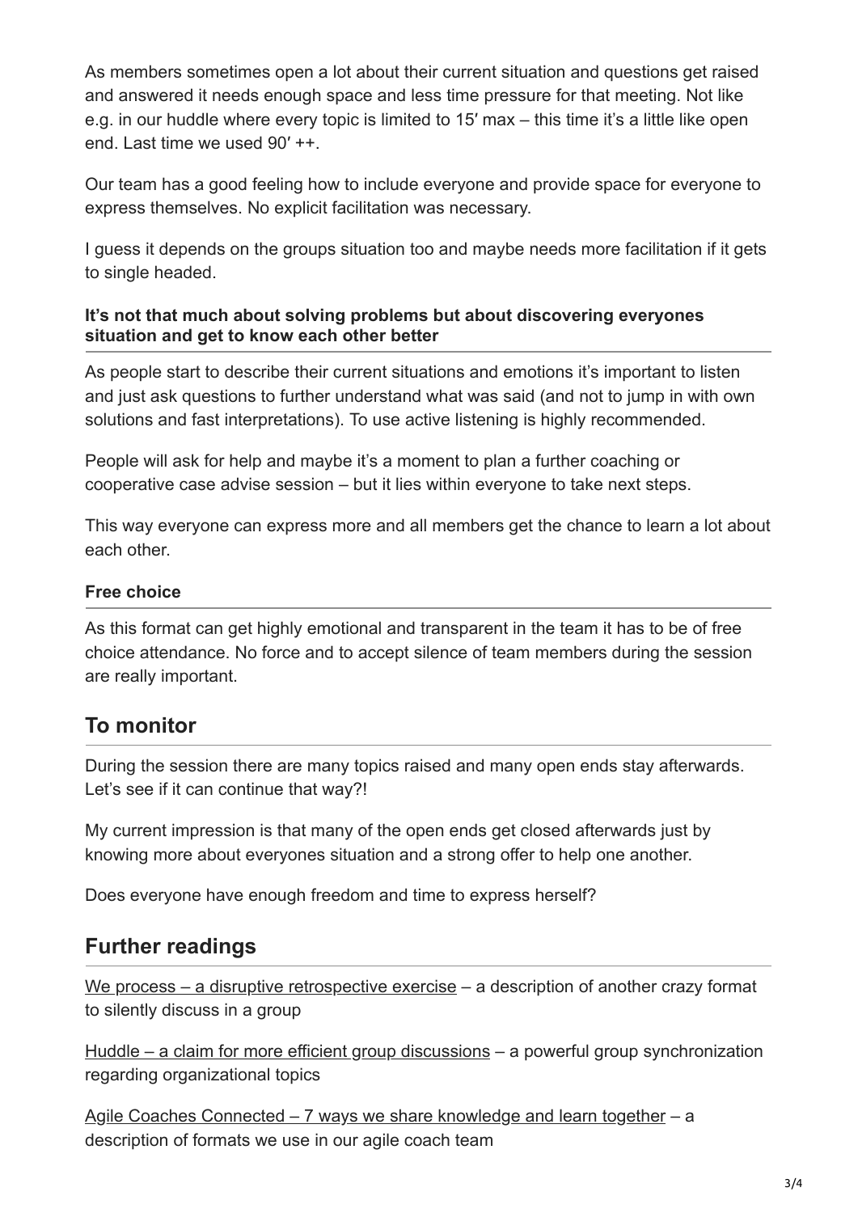As members sometimes open a lot about their current situation and questions get raised and answered it needs enough space and less time pressure for that meeting. Not like e.g. in our huddle where every topic is limited to 15′ max – this time it's a little like open end. Last time we used 90′ ++.

Our team has a good feeling how to include everyone and provide space for everyone to express themselves. No explicit facilitation was necessary.

I guess it depends on the groups situation too and maybe needs more facilitation if it gets to single headed.

#### It's not that much about solving problems but about discovering everyones situation and get to know each other better

As people start to describe their current situations and emotions it's important to listen and just ask questions to further understand what was said (and not to jump in with own solutions and fast interpretations). To use active listening is highly recommended.

People will ask for help and maybe it's a moment to plan a further coaching or cooperative case advise session – but it lies within everyone to take next steps.

This way everyone can express more and all members get the chance to learn a lot about each other.

#### Free choice

As this format can get highly emotional and transparent in the team it has to be of free choice attendance. No force and to accept silence of team members during the session are really important.

## To monitor

During the session there are many topics raised and many open ends stay afterwards. Let's see if it can continue that way?!

My current impression is that many of the open ends get closed afterwards just by knowing more about everyones situation and a strong offer to help one another.

Does everyone have enough freedom and time to express herself?

## Further readings

We process – a disruptive retrospective exercise – a description of another crazy format to silently discuss in a group

Huddle – a claim for more efficient group discussions – a powerful group synchronization regarding organizational topics

Agile Coaches Connected – 7 ways we share knowledge and learn together – a description of formats we use in our agile coach team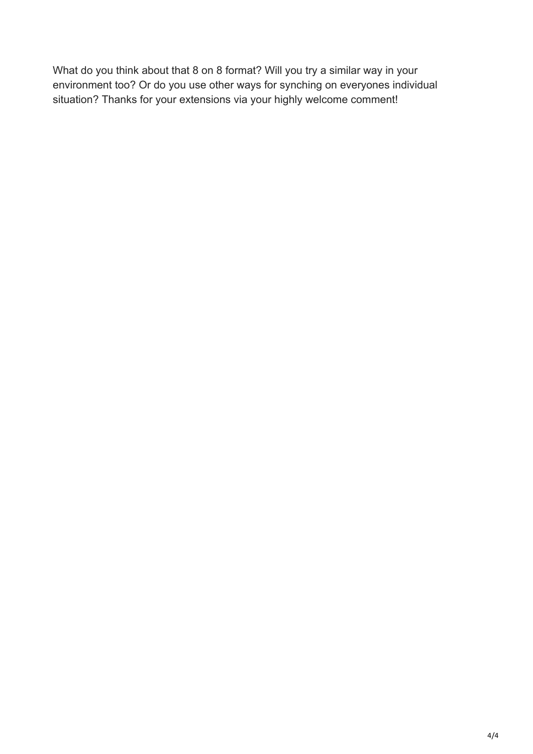What do you think about that 8 on 8 format? Will you try a similar way in your environment too? Or do you use other ways for synching on everyones individual situation? Thanks for your extensions via your highly welcome comment!